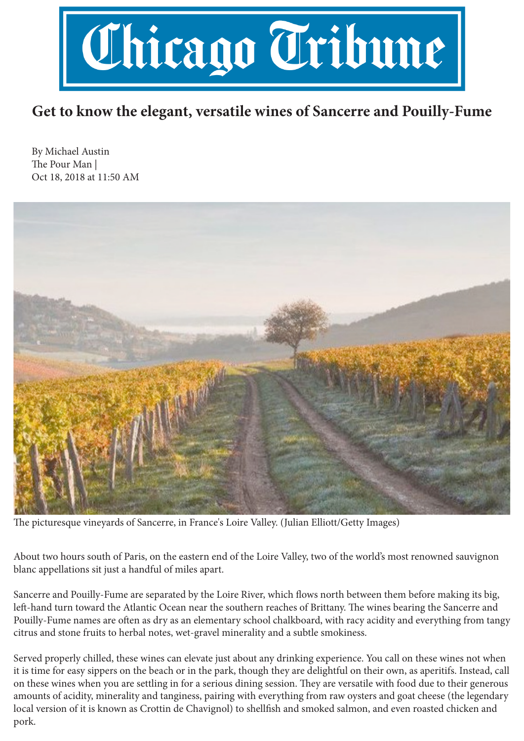# Chicago Tribune

## Get to know the elegant, versatile wines of Sancerre and Pouilly-Fume

By Michael Austin
The Pour Man |
Oct 18, 2018 at 11:50 AM

The picturesque vineyards of Sancerre, in France's Loire Valley. (Julian Elliott/Getty Images)

About two hours south of Paris, on the eastern end of the Loire Valley, two of the world's most renowned sauvignon blanc appellations sit just a handful of miles apart.

Sancerre and Pouilly-Fume are separated by the Loire River, which flows north between them before making its big, left-hand turn toward the Atlantic Ocean near the southern reaches of Brittany. The wines bearing the Sancerre and Pouilly-Fume names are often as dry as an elementary school chalkboard, with racy acidity and everything from tangy citrus and stone fruits to herbal notes, wet-gravel minerality and a subtle smokiness.

Served properly chilled, these wines can elevate just about any drinking experience. You call on these wines not when it is time for easy sippers on the beach or in the park, though they are delightful on their own, as aperitifs. Instead, call on these wines when you are settling in for a serious dining session. They are versatile with food due to their generous amounts of acidity, minerality and tanginess, pairing with everything from raw oysters and goat cheese (the legendary local version of it is known as Crottin de Chavignol) to shellfish and smoked salmon, and even roasted chicken and pork.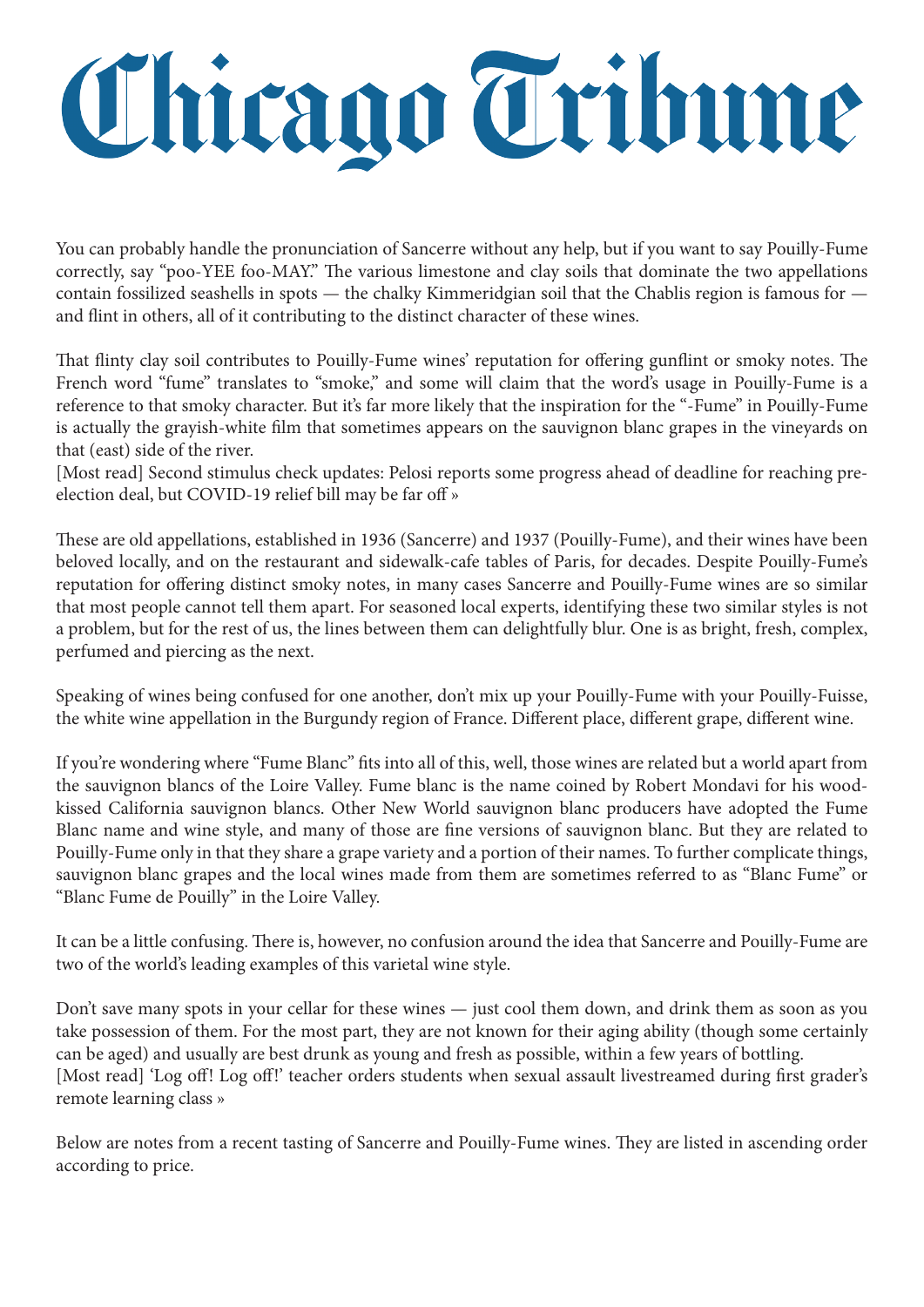# Chicago Tribune

You can probably handle the pronunciation of Sancerre without any help, but if you want to say Pouilly-Fume correctly, say "poo-YEE foo-MAY." The various limestone and clay soils that dominate the two appellations contain fossilized seashells in spots — the chalky Kimmeridgian soil that the Chablis region is famous for — and flint in others, all of it contributing to the distinct character of these wines.

That flinty clay soil contributes to Pouilly-Fume wines' reputation for offering gunflint or smoky notes. The French word "fume" translates to "smoke," and some will claim that the word's usage in Pouilly-Fume is a reference to that smoky character. But it's far more likely that the inspiration for the "-Fume" in Pouilly-Fume is actually the grayish-white film that sometimes appears on the sauvignon blanc grapes in the vineyards on that (east) side of the river.

[Most read] Second stimulus check updates: Pelosi reports some progress ahead of deadline for reaching pre-election deal, but COVID-19 relief bill may be far off »

These are old appellations, established in 1936 (Sancerre) and 1937 (Pouilly-Fume), and their wines have been beloved locally, and on the restaurant and sidewalk-cafe tables of Paris, for decades. Despite Pouilly-Fume's reputation for offering distinct smoky notes, in many cases Sancerre and Pouilly-Fume wines are so similar that most people cannot tell them apart. For seasoned local experts, identifying these two similar styles is not a problem, but for the rest of us, the lines between them can delightfully blur. One is as bright, fresh, complex, perfumed and piercing as the next.

Speaking of wines being confused for one another, don't mix up your Pouilly-Fume with your Pouilly-Fuisse, the white wine appellation in the Burgundy region of France. Different place, different grape, different wine.

If you're wondering where "Fume Blanc" fits into all of this, well, those wines are related but a world apart from the sauvignon blancs of the Loire Valley. Fume blanc is the name coined by Robert Mondavi for his wood-kissed California sauvignon blancs. Other New World sauvignon blanc producers have adopted the Fume Blanc name and wine style, and many of those are fine versions of sauvignon blanc. But they are related to Pouilly-Fume only in that they share a grape variety and a portion of their names. To further complicate things, sauvignon blanc grapes and the local wines made from them are sometimes referred to as "Blanc Fume" or "Blanc Fume de Pouilly" in the Loire Valley.

It can be a little confusing. There is, however, no confusion around the idea that Sancerre and Pouilly-Fume are two of the world's leading examples of this varietal wine style.

Don't save many spots in your cellar for these wines — just cool them down, and drink them as soon as you take possession of them. For the most part, they are not known for their aging ability (though some certainly can be aged) and usually are best drunk as young and fresh as possible, within a few years of bottling.

[Most read] 'Log off! Log off!' teacher orders students when sexual assault livestreamed during first grader's remote learning class »

Below are notes from a recent tasting of Sancerre and Pouilly-Fume wines. They are listed in ascending order according to price.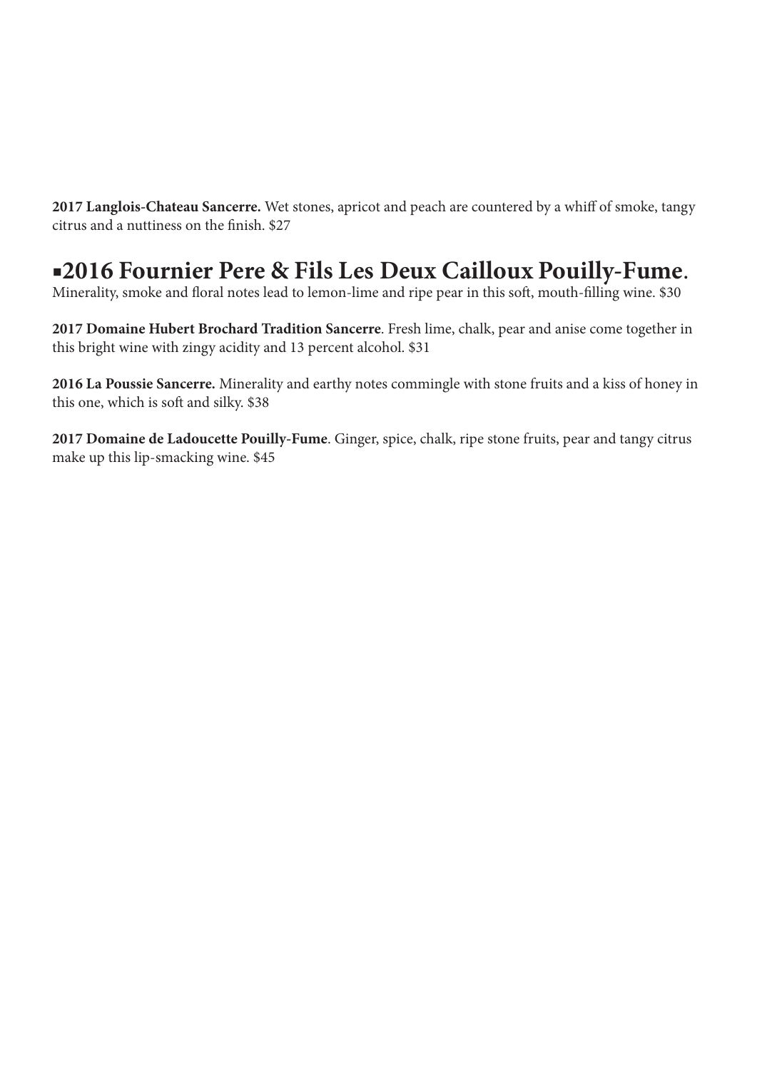**2017 Langlois-Chateau Sancerre.** Wet stones, apricot and peach are countered by a whiff of smoke, tangy citrus and a nuttiness on the finish. $27

## ▪2016 Fournier Pere & Fils Les Deux Cailloux Pouilly-Fume.

Minerality, smoke and floral notes lead to lemon-lime and ripe pear in this soft, mouth-filling wine. $30

**2017 Domaine Hubert Brochard Tradition Sancerre**. Fresh lime, chalk, pear and anise come together in this bright wine with zingy acidity and 13 percent alcohol. $31

**2016 La Poussie Sancerre.** Minerality and earthy notes commingle with stone fruits and a kiss of honey in this one, which is soft and silky. $38

**2017 Domaine de Ladoucette Pouilly-Fume**. Ginger, spice, chalk, ripe stone fruits, pear and tangy citrus make up this lip-smacking wine. $45